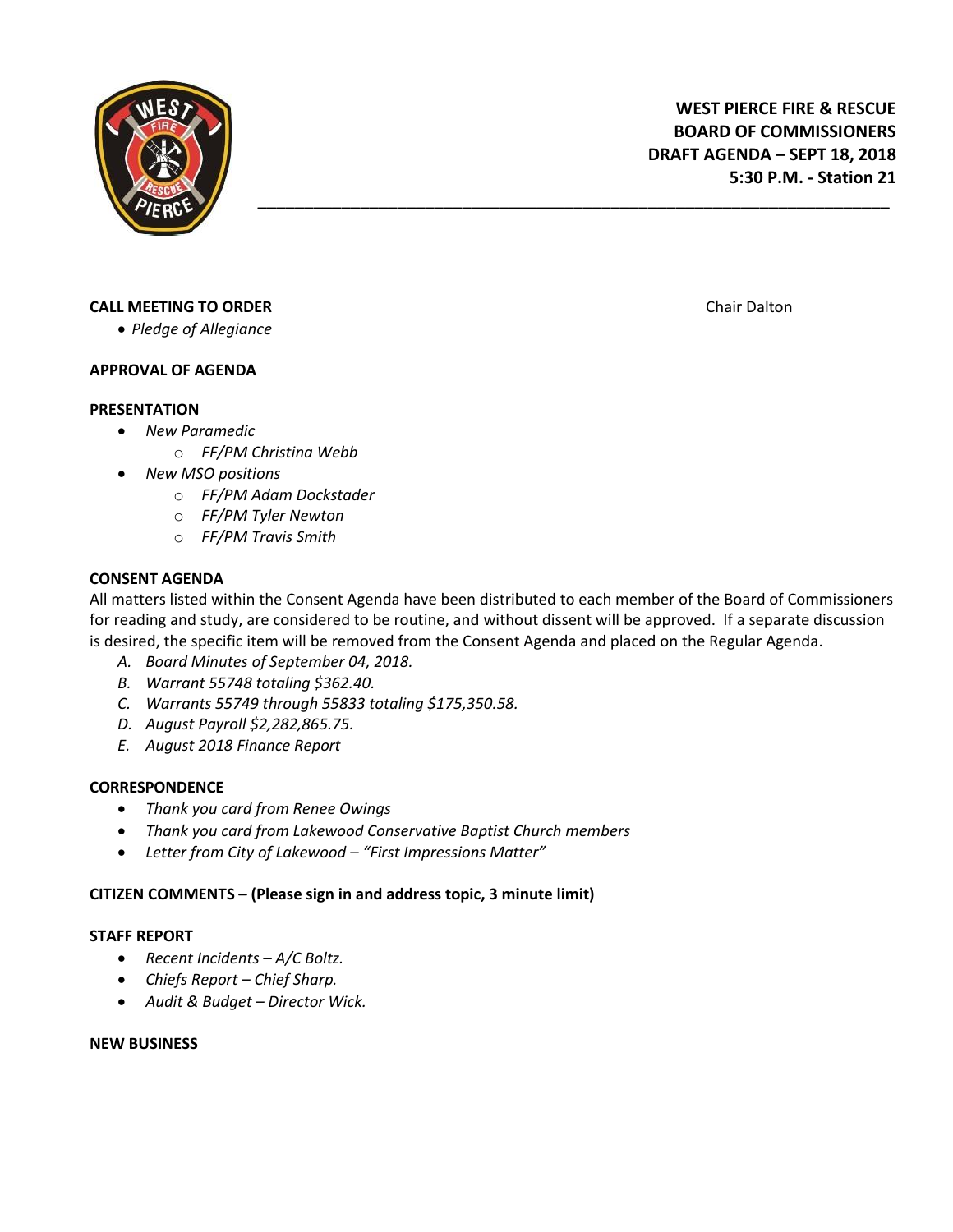**WEST PIERCE FIRE & RESCUE**
**BOARD OF COMMISSIONERS**
**DRAFT AGENDA – SEPT 18, 2018**
**5:30 P.M. - Station 21**

---

**CALL MEETING TO ORDER** Chair Dalton

- *Pledge of Allegiance*

**APPROVAL OF AGENDA**

**PRESENTATION**

- *New Paramedic*
  - *FF/PM Christina Webb*
- *New MSO positions*
  - *FF/PM Adam Dockstader*
  - *FF/PM Tyler Newton*
  - *FF/PM Travis Smith*

**CONSENT AGENDA**

All matters listed within the Consent Agenda have been distributed to each member of the Board of Commissioners for reading and study, are considered to be routine, and without dissent will be approved. If a separate discussion is desired, the specific item will be removed from the Consent Agenda and placed on the Regular Agenda.

A. *Board Minutes of September 04, 2018.*
B. *Warrant 55748 totaling $362.40.*
C. *Warrants 55749 through 55833 totaling $175,350.58.*
D. *August Payroll $2,282,865.75.*
E. *August 2018 Finance Report*

**CORRESPONDENCE**

- *Thank you card from Renee Owings*
- *Thank you card from Lakewood Conservative Baptist Church members*
- *Letter from City of Lakewood – "First Impressions Matter"*

**CITIZEN COMMENTS – (Please sign in and address topic, 3 minute limit)**

**STAFF REPORT**

- *Recent Incidents – A/C Boltz.*
- *Chiefs Report – Chief Sharp.*
- *Audit & Budget – Director Wick.*

**NEW BUSINESS**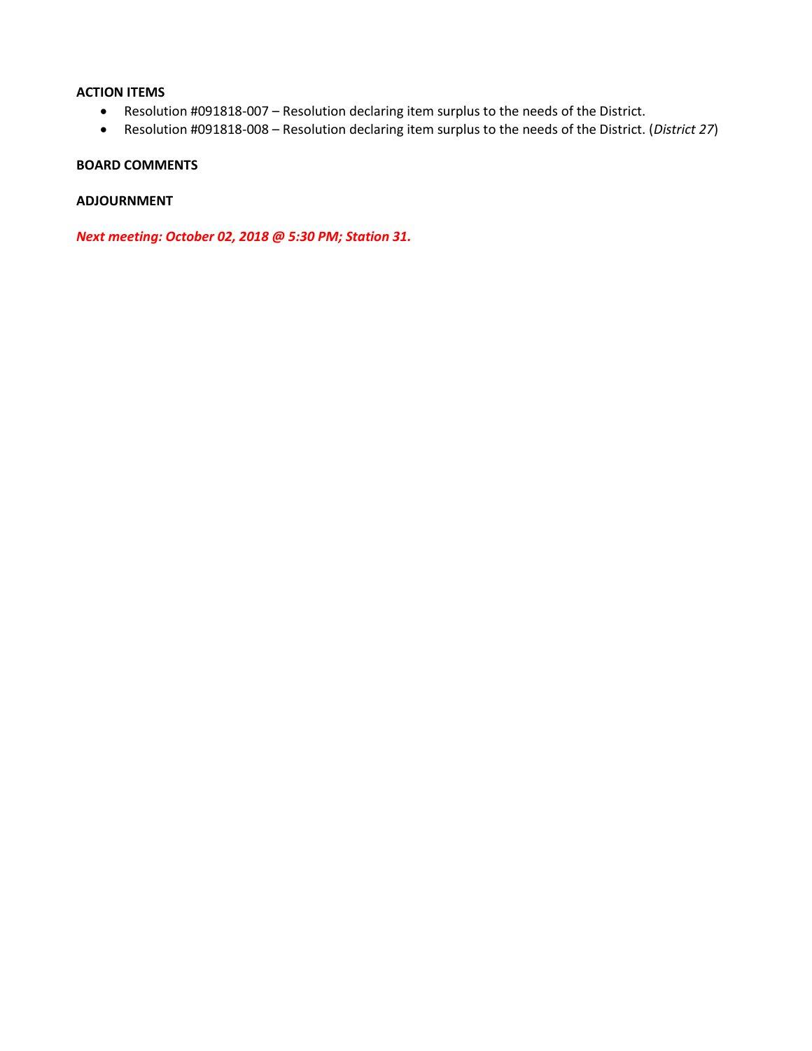**ACTION ITEMS**

- Resolution #091818-007 – Resolution declaring item surplus to the needs of the District.
- Resolution #091818-008 – Resolution declaring item surplus to the needs of the District. (*District 27*)

**BOARD COMMENTS**

**ADJOURNMENT**

***Next meeting: October 02, 2018 @ 5:30 PM; Station 31.***